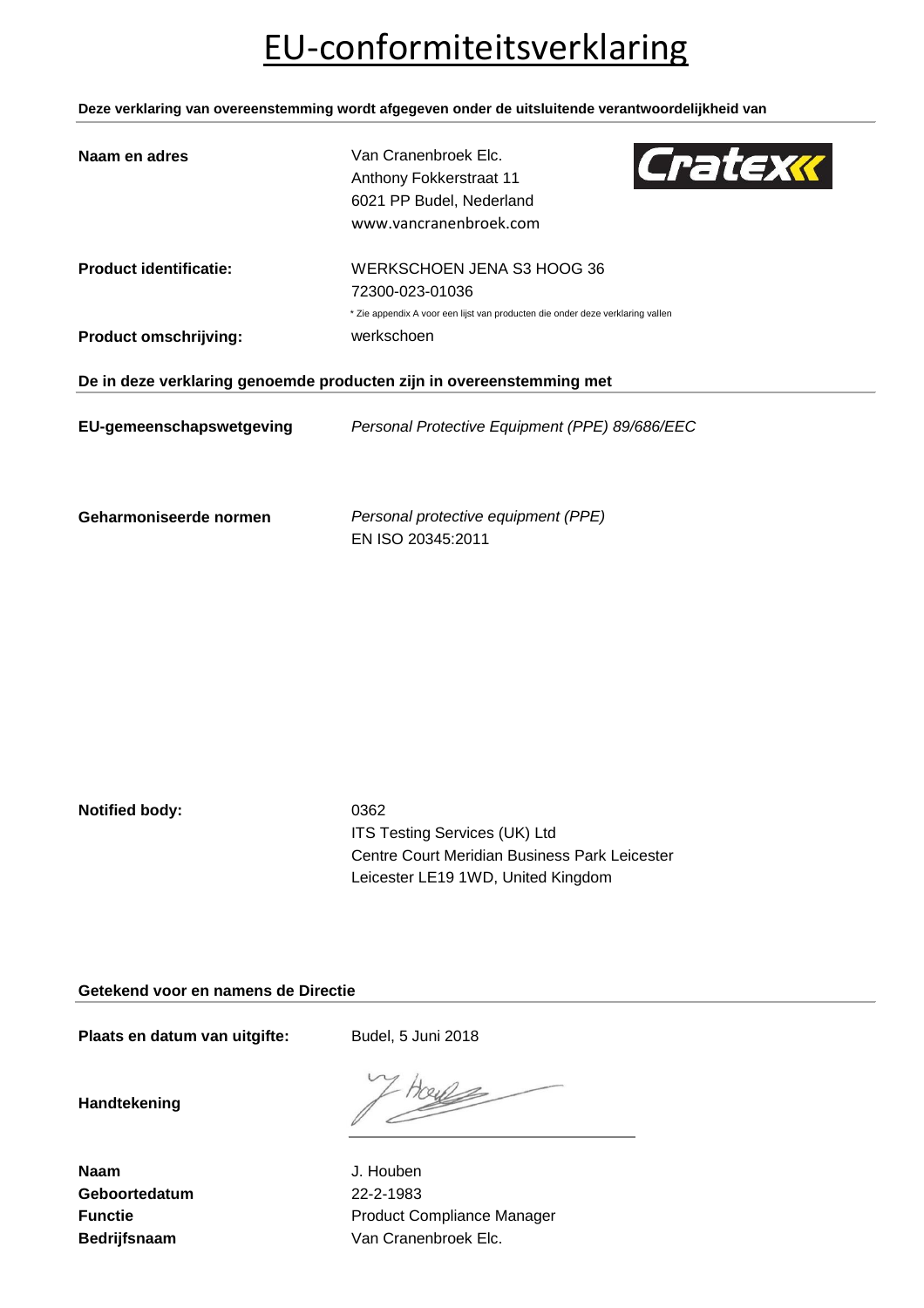# EU-conformiteitsverklaring

**Deze verklaring van overeenstemming wordt afgegeven onder de uitsluitende verantwoordelijkheid van**

| | |
|---|---|
| **Naam en adres** | Van Cranenbroek Elc.<br>Anthony Fokkerstraat 11<br>6021 PP Budel, Nederland<br>www.vancranenbroek.com |
| **Product identificatie:** | WERKSCHOEN JENA S3 HOOG 36<br>72300-023-01036<br>* Zie appendix A voor een lijst van producten die onder deze verklaring vallen |
| **Product omschrijving:** | werkschoen |

**De in deze verklaring genoemde producten zijn in overeenstemming met**

| | |
|---|---|
| **EU-gemeenschapswetgeving** | *Personal Protective Equipment (PPE) 89/686/EEC* |
| **Geharmoniseerde normen** | *Personal protective equipment (PPE)*<br>EN ISO 20345:2011 |
| **Notified body:** | 0362<br>ITS Testing Services (UK) Ltd<br>Centre Court Meridian Business Park Leicester<br>Leicester LE19 1WD, United Kingdom |

**Getekend voor en namens de Directie**

| | |
|---|---|
| **Plaats en datum van uitgifte:** | Budel, 5 Juni 2018 |
| **Handtekening** | |
| **Naam** | J. Houben |
| **Geboortedatum** | 22-2-1983 |
| **Functie** | Product Compliance Manager |
| **Bedrijfsnaam** | Van Cranenbroek Elc. |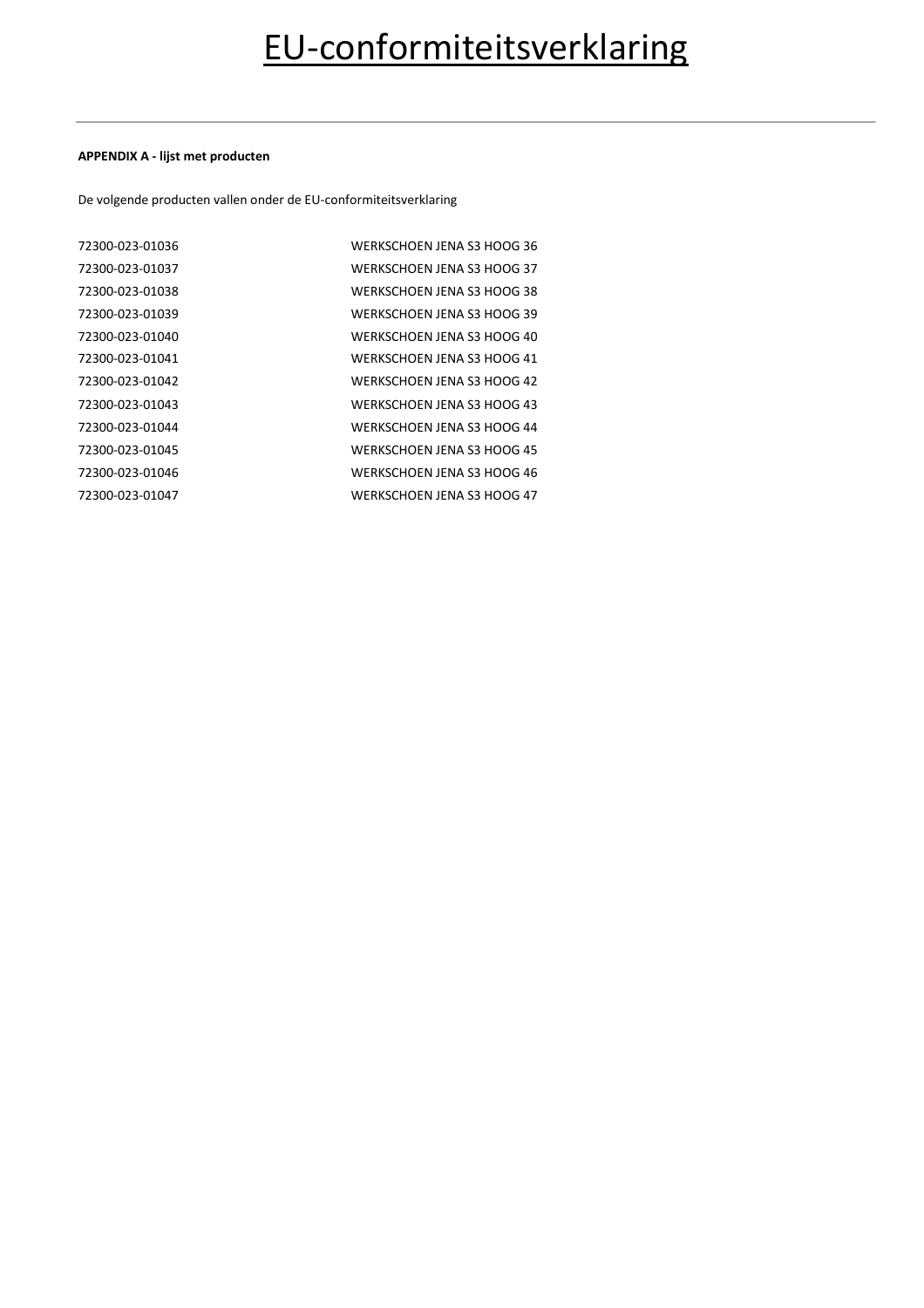# EU-conformiteitsverklaring

**APPENDIX A - lijst met producten**

De volgende producten vallen onder de EU-conformiteitsverklaring

| | |
|---|---|
| 72300-023-01036 | WERKSCHOEN JENA S3 HOOG 36 |
| 72300-023-01037 | WERKSCHOEN JENA S3 HOOG 37 |
| 72300-023-01038 | WERKSCHOEN JENA S3 HOOG 38 |
| 72300-023-01039 | WERKSCHOEN JENA S3 HOOG 39 |
| 72300-023-01040 | WERKSCHOEN JENA S3 HOOG 40 |
| 72300-023-01041 | WERKSCHOEN JENA S3 HOOG 41 |
| 72300-023-01042 | WERKSCHOEN JENA S3 HOOG 42 |
| 72300-023-01043 | WERKSCHOEN JENA S3 HOOG 43 |
| 72300-023-01044 | WERKSCHOEN JENA S3 HOOG 44 |
| 72300-023-01045 | WERKSCHOEN JENA S3 HOOG 45 |
| 72300-023-01046 | WERKSCHOEN JENA S3 HOOG 46 |
| 72300-023-01047 | WERKSCHOEN JENA S3 HOOG 47 |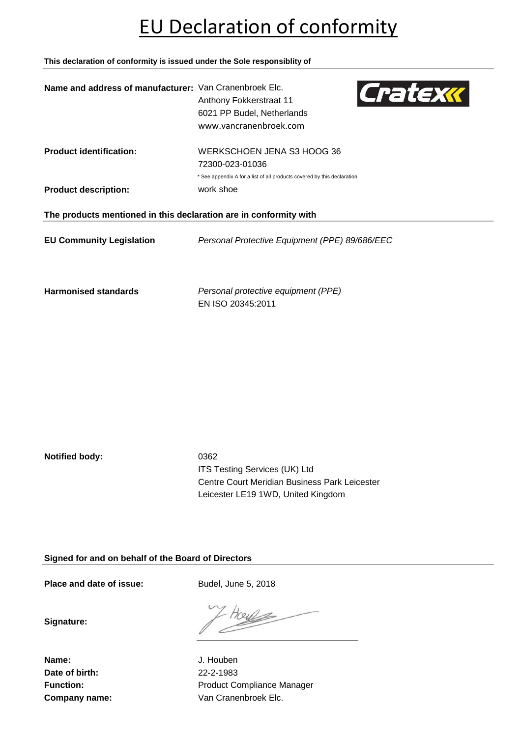# EU Declaration of conformity

**This declaration of conformity is issued under the Sole responsiblity of**

**Name and address of manufacturer:** Van Cranenbroek Elc.
Anthony Fokkerstraat 11
6021 PP Budel, Netherlands
www.vancranenbroek.com

**Product identification:** WERKSCHOEN JENA S3 HOOG 36
72300-023-01036
* See appendix A for a list of all products covered by this declaration

**Product description:** work shoe

**The products mentioned in this declaration are in conformity with**

**EU Community Legislation** *Personal Protective Equipment (PPE) 89/686/EEC*

**Harmonised standards** *Personal protective equipment (PPE)*
EN ISO 20345:2011

**Notified body:** 0362
ITS Testing Services (UK) Ltd
Centre Court Meridian Business Park Leicester
Leicester LE19 1WD, United Kingdom

**Signed for and on behalf of the Board of Directors**

**Place and date of issue:** Budel, June 5, 2018

**Signature:**

**Name:** J. Houben
**Date of birth:** 22-2-1983
**Function:** Product Compliance Manager
**Company name:** Van Cranenbroek Elc.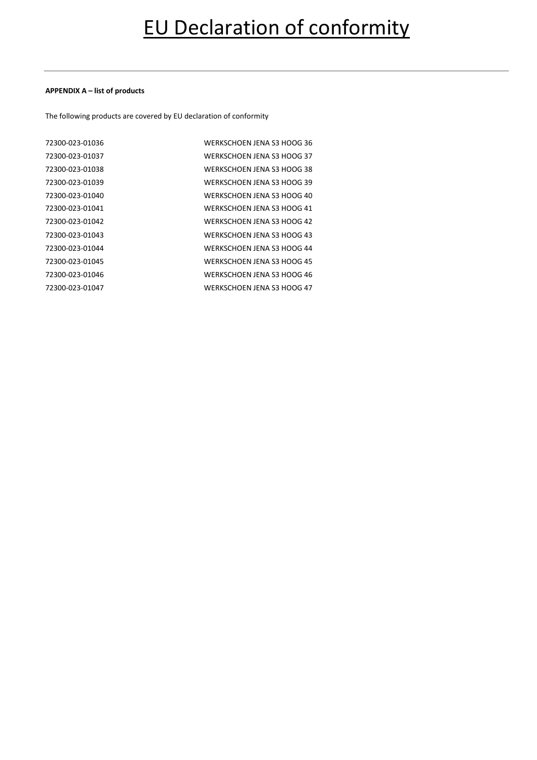# EU Declaration of conformity

**APPENDIX A – list of products**

The following products are covered by EU declaration of conformity

| | |
|---|---|
| 72300-023-01036 | WERKSCHOEN JENA S3 HOOG 36 |
| 72300-023-01037 | WERKSCHOEN JENA S3 HOOG 37 |
| 72300-023-01038 | WERKSCHOEN JENA S3 HOOG 38 |
| 72300-023-01039 | WERKSCHOEN JENA S3 HOOG 39 |
| 72300-023-01040 | WERKSCHOEN JENA S3 HOOG 40 |
| 72300-023-01041 | WERKSCHOEN JENA S3 HOOG 41 |
| 72300-023-01042 | WERKSCHOEN JENA S3 HOOG 42 |
| 72300-023-01043 | WERKSCHOEN JENA S3 HOOG 43 |
| 72300-023-01044 | WERKSCHOEN JENA S3 HOOG 44 |
| 72300-023-01045 | WERKSCHOEN JENA S3 HOOG 45 |
| 72300-023-01046 | WERKSCHOEN JENA S3 HOOG 46 |
| 72300-023-01047 | WERKSCHOEN JENA S3 HOOG 47 |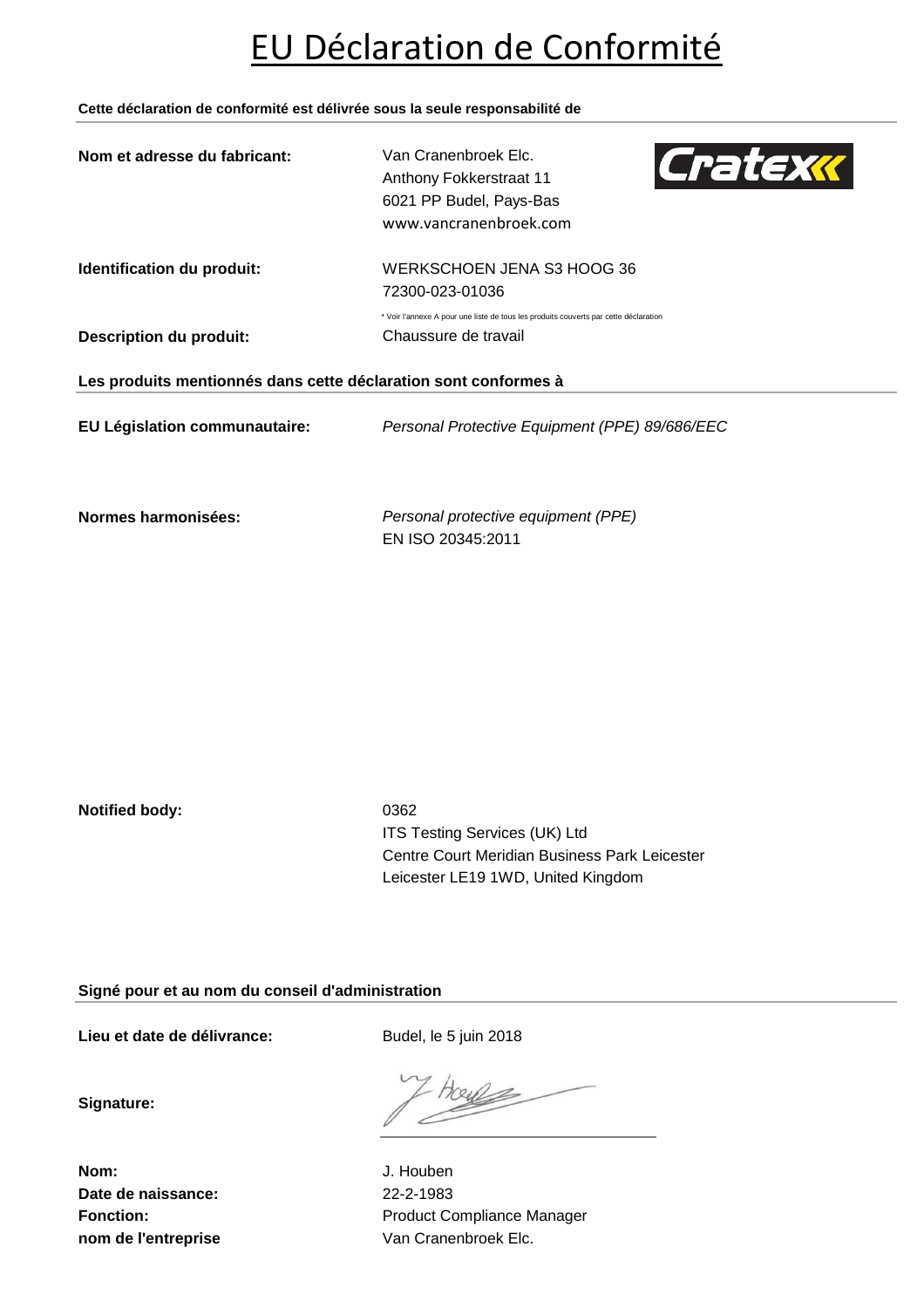# EU Déclaration de Conformité

**Cette déclaration de conformité est délivrée sous la seule responsabilité de**

**Nom et adresse du fabricant:** Van Cranenbroek Elc.
Anthony Fokkerstraat 11
6021 PP Budel, Pays-Bas
www.vancranenbroek.com

Cratex

**Identification du produit:** WERKSCHOEN JENA S3 HOOG 36
72300-023-01036

* Voir l'annexe A pour une liste de tous les produits couverts par cette déclaration

**Description du produit:** Chaussure de travail

**Les produits mentionnés dans cette déclaration sont conformes à**

**EU Législation communautaire:** *Personal Protective Equipment (PPE) 89/686/EEC*

**Normes harmonisées:** *Personal protective equipment (PPE)*
EN ISO 20345:2011

**Notified body:** 0362
ITS Testing Services (UK) Ltd
Centre Court Meridian Business Park Leicester
Leicester LE19 1WD, United Kingdom

**Signé pour et au nom du conseil d'administration**

**Lieu et date de délivrance:** Budel, le 5 juin 2018

**Signature:**

**Nom:** J. Houben
**Date de naissance:** 22-2-1983
**Fonction:** Product Compliance Manager
**nom de l'entreprise** Van Cranenbroek Elc.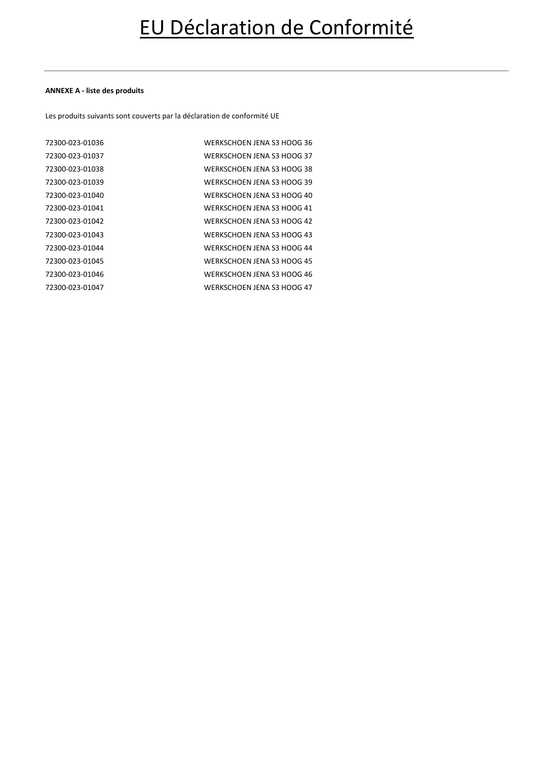# EU Déclaration de Conformité

---

**ANNEXE A - liste des produits**

Les produits suivants sont couverts par la déclaration de conformité UE

| | |
|---|---|
| 72300-023-01036 | WERKSCHOEN JENA S3 HOOG 36 |
| 72300-023-01037 | WERKSCHOEN JENA S3 HOOG 37 |
| 72300-023-01038 | WERKSCHOEN JENA S3 HOOG 38 |
| 72300-023-01039 | WERKSCHOEN JENA S3 HOOG 39 |
| 72300-023-01040 | WERKSCHOEN JENA S3 HOOG 40 |
| 72300-023-01041 | WERKSCHOEN JENA S3 HOOG 41 |
| 72300-023-01042 | WERKSCHOEN JENA S3 HOOG 42 |
| 72300-023-01043 | WERKSCHOEN JENA S3 HOOG 43 |
| 72300-023-01044 | WERKSCHOEN JENA S3 HOOG 44 |
| 72300-023-01045 | WERKSCHOEN JENA S3 HOOG 45 |
| 72300-023-01046 | WERKSCHOEN JENA S3 HOOG 46 |
| 72300-023-01047 | WERKSCHOEN JENA S3 HOOG 47 |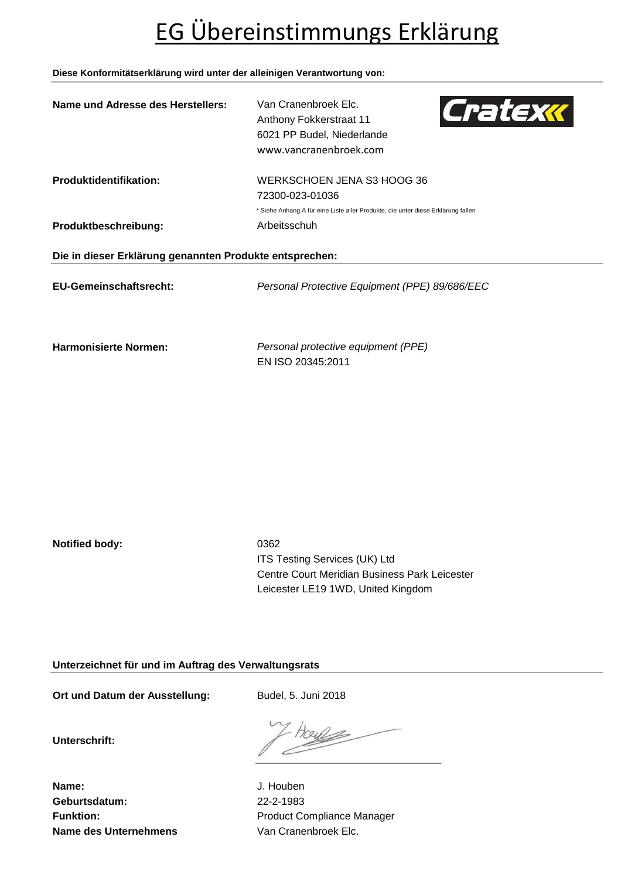# EG Übereinstimmungs Erklärung

**Diese Konformitätserklärung wird unter der alleinigen Verantwortung von:**

**Name und Adresse des Herstellers:** Van Cranenbroek Elc.
Anthony Fokkerstraat 11
6021 PP Budel, Niederlande
www.vancranenbroek.com

Cratex

**Produktidentifikation:** WERKSCHOEN JENA S3 HOOG 36
72300-023-01036
* Siehe Anhang A für eine Liste aller Produkte, die unter diese Erklärung fallen

**Produktbeschreibung:** Arbeitsschuh

**Die in dieser Erklärung genannten Produkte entsprechen:**

**EU-Gemeinschaftsrecht:** *Personal Protective Equipment (PPE) 89/686/EEC*

**Harmonisierte Normen:** *Personal protective equipment (PPE)*
EN ISO 20345:2011

**Notified body:** 0362
ITS Testing Services (UK) Ltd
Centre Court Meridian Business Park Leicester
Leicester LE19 1WD, United Kingdom

**Unterzeichnet für und im Auftrag des Verwaltungsrats**

**Ort und Datum der Ausstellung:** Budel, 5. Juni 2018

**Unterschrift:**

**Name:** J. Houben
**Geburtsdatum:** 22-2-1983
**Funktion:** Product Compliance Manager
**Name des Unternehmens** Van Cranenbroek Elc.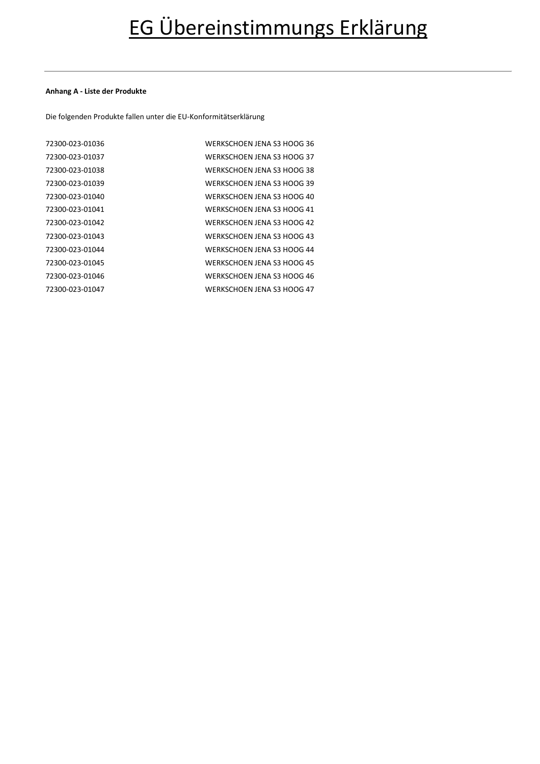# EG Übereinstimmungs Erklärung

**Anhang A - Liste der Produkte**

Die folgenden Produkte fallen unter die EU-Konformitätserklärung

| | |
|---|---|
| 72300-023-01036 | WERKSCHOEN JENA S3 HOOG 36 |
| 72300-023-01037 | WERKSCHOEN JENA S3 HOOG 37 |
| 72300-023-01038 | WERKSCHOEN JENA S3 HOOG 38 |
| 72300-023-01039 | WERKSCHOEN JENA S3 HOOG 39 |
| 72300-023-01040 | WERKSCHOEN JENA S3 HOOG 40 |
| 72300-023-01041 | WERKSCHOEN JENA S3 HOOG 41 |
| 72300-023-01042 | WERKSCHOEN JENA S3 HOOG 42 |
| 72300-023-01043 | WERKSCHOEN JENA S3 HOOG 43 |
| 72300-023-01044 | WERKSCHOEN JENA S3 HOOG 44 |
| 72300-023-01045 | WERKSCHOEN JENA S3 HOOG 45 |
| 72300-023-01046 | WERKSCHOEN JENA S3 HOOG 46 |
| 72300-023-01047 | WERKSCHOEN JENA S3 HOOG 47 |